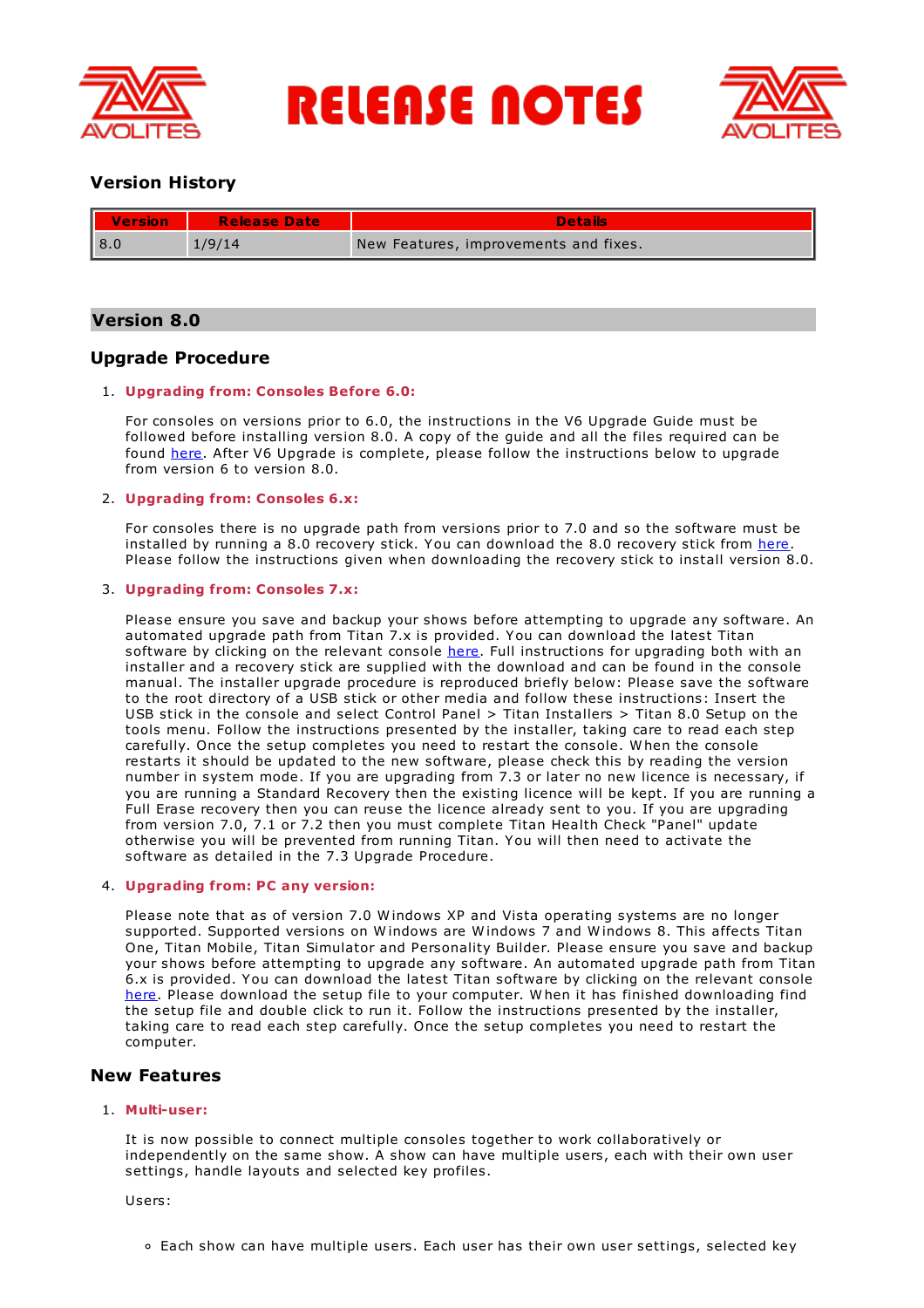# RELEASE NOTES

## Version History

| Version | Release Date | Details |
| --- | --- | --- |
| 8.0 | 1/9/14 | New Features, improvements and fixes. |

## Version 8.0

### Upgrade Procedure

1. **Upgrading from: Consoles Before 6.0:**

   For consoles on versions prior to 6.0, the instructions in the V6 Upgrade Guide must be followed before installing version 8.0. A copy of the guide and all the files required can be found here. After V6 Upgrade is complete, please follow the instructions below to upgrade from version 6 to version 8.0.

2. **Upgrading from: Consoles 6.x:**

   For consoles there is no upgrade path from versions prior to 7.0 and so the software must be installed by running a 8.0 recovery stick. You can download the 8.0 recovery stick from here. Please follow the instructions given when downloading the recovery stick to install version 8.0.

3. **Upgrading from: Consoles 7.x:**

   Please ensure you save and backup your shows before attempting to upgrade any software. An automated upgrade path from Titan 7.x is provided. You can download the latest Titan software by clicking on the relevant console here. Full instructions for upgrading both with an installer and a recovery stick are supplied with the download and can be found in the console manual. The installer upgrade procedure is reproduced briefly below: Please save the software to the root directory of a USB stick or other media and follow these instructions: Insert the USB stick in the console and select Control Panel > Titan Installers > Titan 8.0 Setup on the tools menu. Follow the instructions presented by the installer, taking care to read each step carefully. Once the setup completes you need to restart the console. When the console restarts it should be updated to the new software, please check this by reading the version number in system mode. If you are upgrading from 7.3 or later no new licence is necessary, if you are running a Standard Recovery then the existing licence will be kept. If you are running a Full Erase recovery then you can reuse the licence already sent to you. If you are upgrading from version 7.0, 7.1 or 7.2 then you must complete Titan Health Check "Panel" update otherwise you will be prevented from running Titan. You will then need to activate the software as detailed in the 7.3 Upgrade Procedure.

4. **Upgrading from: PC any version:**

   Please note that as of version 7.0 Windows XP and Vista operating systems are no longer supported. Supported versions on Windows are Windows 7 and Windows 8. This affects Titan One, Titan Mobile, Titan Simulator and Personality Builder. Please ensure you save and backup your shows before attempting to upgrade any software. An automated upgrade path from Titan 6.x is provided. You can download the latest Titan software by clicking on the relevant console here. Please download the setup file to your computer. When it has finished downloading find the setup file and double click to run it. Follow the instructions presented by the installer, taking care to read each step carefully. Once the setup completes you need to restart the computer.

### New Features

1. **Multi-user:**

   It is now possible to connect multiple consoles together to work collaboratively or independently on the same show. A show can have multiple users, each with their own user settings, handle layouts and selected key profiles.

   Users:

   - Each show can have multiple users. Each user has their own user settings, selected key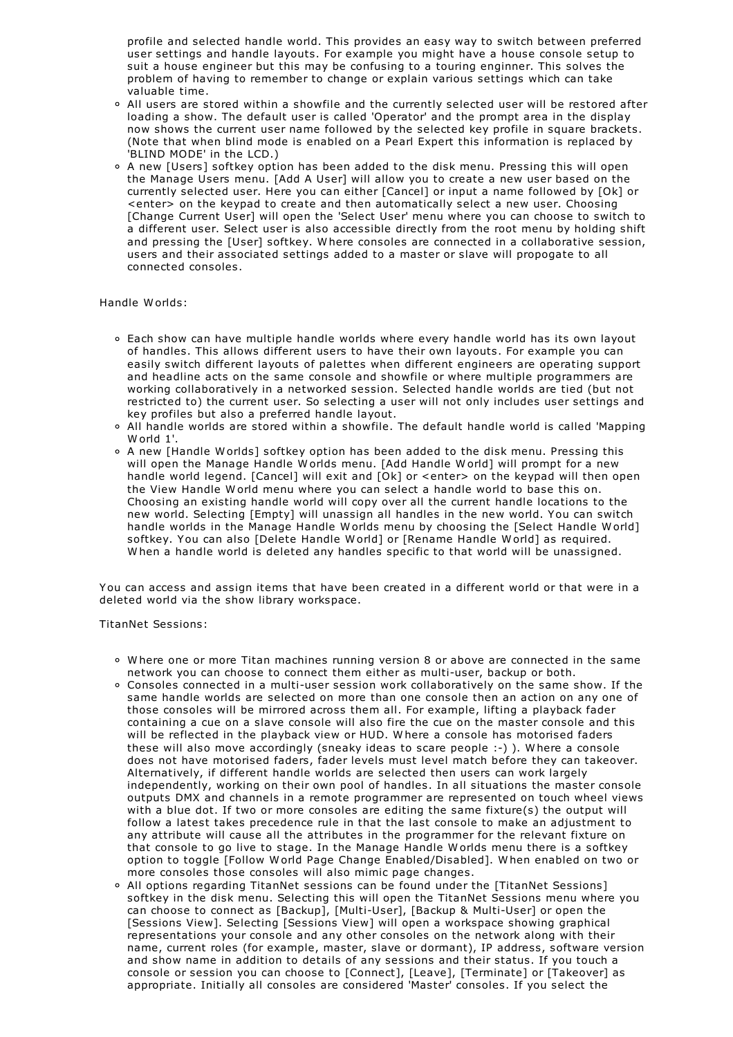profile and selected handle world. This provides an easy way to switch between preferred user settings and handle layouts. For example you might have a house console setup to suit a house engineer but this may be confusing to a touring enginner. This solves the problem of having to remember to change or explain various settings which can take valuable time.

- All users are stored within a showfile and the currently selected user will be restored after loading a show. The default user is called 'Operator' and the prompt area in the display now shows the current user name followed by the selected key profile in square brackets. (Note that when blind mode is enabled on a Pearl Expert this information is replaced by 'BLIND MODE' in the LCD.)
- A new [Users] softkey option has been added to the disk menu. Pressing this will open the Manage Users menu. [Add A User] will allow you to create a new user based on the currently selected user. Here you can either [Cancel] or input a name followed by [Ok] or <enter> on the keypad to create and then automatically select a new user. Choosing [Change Current User] will open the 'Select User' menu where you can choose to switch to a different user. Select user is also accessible directly from the root menu by holding shift and pressing the [User] softkey. Where consoles are connected in a collaborative session, users and their associated settings added to a master or slave will propogate to all connected consoles.

Handle Worlds:

- Each show can have multiple handle worlds where every handle world has its own layout of handles. This allows different users to have their own layouts. For example you can easily switch different layouts of palettes when different engineers are operating support and headline acts on the same console and showfile or where multiple programmers are working collaboratively in a networked session. Selected handle worlds are tied (but not restricted to) the current user. So selecting a user will not only includes user settings and key profiles but also a preferred handle layout.
- All handle worlds are stored within a showfile. The default handle world is called 'Mapping World 1'.
- A new [Handle Worlds] softkey option has been added to the disk menu. Pressing this will open the Manage Handle Worlds menu. [Add Handle World] will prompt for a new handle world legend. [Cancel] will exit and [Ok] or <enter> on the keypad will then open the View Handle World menu where you can select a handle world to base this on. Choosing an existing handle world will copy over all the current handle locations to the new world. Selecting [Empty] will unassign all handles in the new world. You can switch handle worlds in the Manage Handle Worlds menu by choosing the [Select Handle World] softkey. You can also [Delete Handle World] or [Rename Handle World] as required. When a handle world is deleted any handles specific to that world will be unassigned.

You can access and assign items that have been created in a different world or that were in a deleted world via the show library workspace.

TitanNet Sessions:

- Where one or more Titan machines running version 8 or above are connected in the same network you can choose to connect them either as multi-user, backup or both.
- Consoles connected in a multi-user session work collaboratively on the same show. If the same handle worlds are selected on more than one console then an action on any one of those consoles will be mirrored across them all. For example, lifting a playback fader containing a cue on a slave console will also fire the cue on the master console and this will be reflected in the playback view or HUD. Where a console has motorised faders these will also move accordingly (sneaky ideas to scare people :-) ). Where a console does not have motorised faders, fader levels must level match before they can takeover. Alternatively, if different handle worlds are selected then users can work largely independently, working on their own pool of handles. In all situations the master console outputs DMX and channels in a remote programmer are represented on touch wheel views with a blue dot. If two or more consoles are editing the same fixture(s) the output will follow a latest takes precedence rule in that the last console to make an adjustment to any attribute will cause all the attributes in the programmer for the relevant fixture on that console to go live to stage. In the Manage Handle Worlds menu there is a softkey option to toggle [Follow World Page Change Enabled/Disabled]. When enabled on two or more consoles those consoles will also mimic page changes.
- All options regarding TitanNet sessions can be found under the [TitanNet Sessions] softkey in the disk menu. Selecting this will open the TitanNet Sessions menu where you can choose to connect as [Backup], [Multi-User], [Backup & Multi-User] or open the [Sessions View]. Selecting [Sessions View] will open a workspace showing graphical representations your console and any other consoles on the network along with their name, current roles (for example, master, slave or dormant), IP address, software version and show name in addition to details of any sessions and their status. If you touch a console or session you can choose to [Connect], [Leave], [Terminate] or [Takeover] as appropriate. Initially all consoles are considered 'Master' consoles. If you select the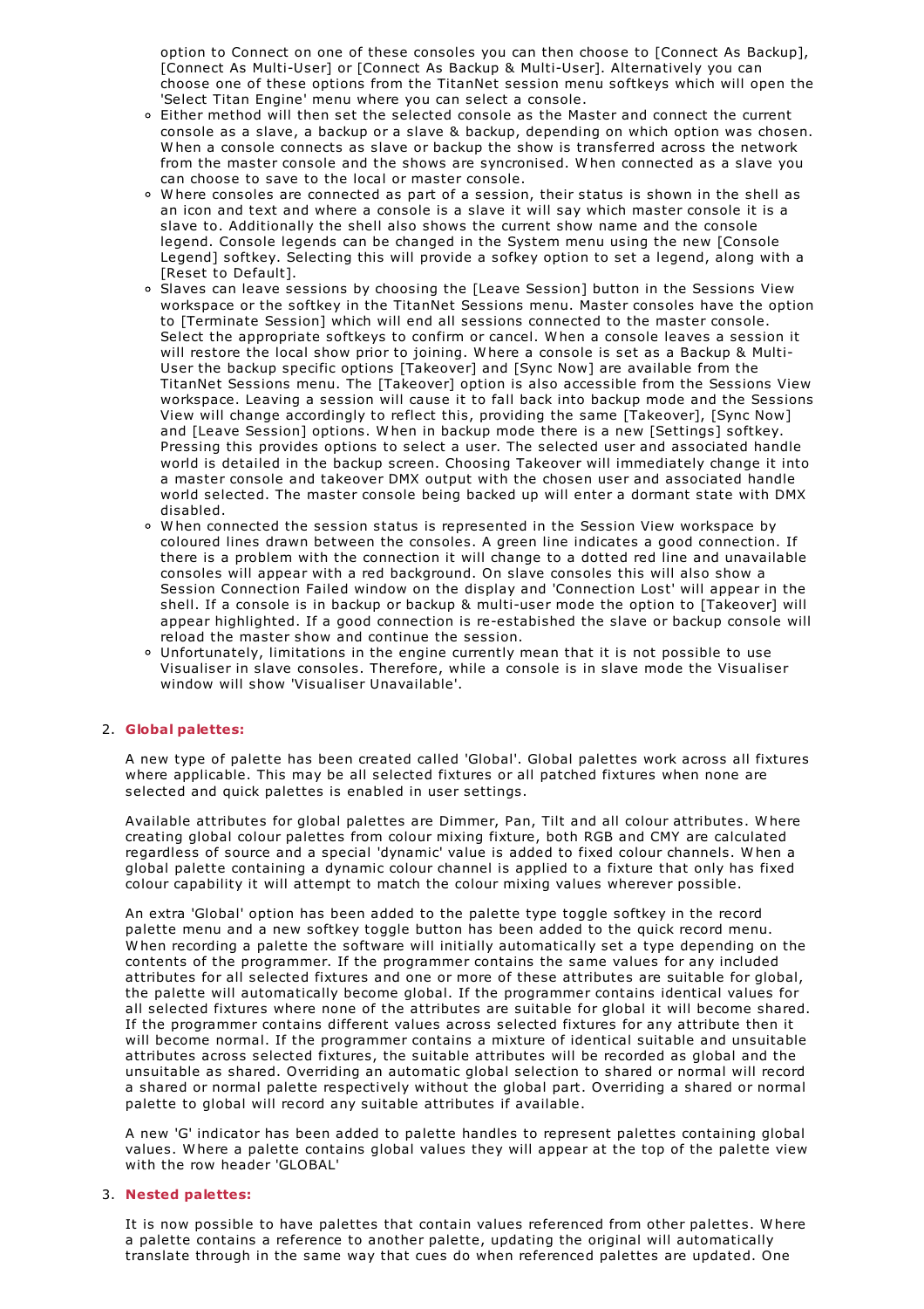option to Connect on one of these consoles you can then choose to [Connect As Backup], [Connect As Multi-User] or [Connect As Backup & Multi-User]. Alternatively you can choose one of these options from the TitanNet session menu softkeys which will open the 'Select Titan Engine' menu where you can select a console.

- Either method will then set the selected console as the Master and connect the current console as a slave, a backup or a slave & backup, depending on which option was chosen. When a console connects as slave or backup the show is transferred across the network from the master console and the shows are syncronised. When connected as a slave you can choose to save to the local or master console.
- Where consoles are connected as part of a session, their status is shown in the shell as an icon and text and where a console is a slave it will say which master console it is a slave to. Additionally the shell also shows the current show name and the console legend. Console legends can be changed in the System menu using the new [Console Legend] softkey. Selecting this will provide a sofkey option to set a legend, along with a [Reset to Default].
- Slaves can leave sessions by choosing the [Leave Session] button in the Sessions View workspace or the softkey in the TitanNet Sessions menu. Master consoles have the option to [Terminate Session] which will end all sessions connected to the master console. Select the appropriate softkeys to confirm or cancel. When a console leaves a session it will restore the local show prior to joining. Where a console is set as a Backup & Multi-User the backup specific options [Takeover] and [Sync Now] are available from the TitanNet Sessions menu. The [Takeover] option is also accessible from the Sessions View workspace. Leaving a session will cause it to fall back into backup mode and the Sessions View will change accordingly to reflect this, providing the same [Takeover], [Sync Now] and [Leave Session] options. When in backup mode there is a new [Settings] softkey. Pressing this provides options to select a user. The selected user and associated handle world is detailed in the backup screen. Choosing Takeover will immediately change it into a master console and takeover DMX output with the chosen user and associated handle world selected. The master console being backed up will enter a dormant state with DMX disabled.
- When connected the session status is represented in the Session View workspace by coloured lines drawn between the consoles. A green line indicates a good connection. If there is a problem with the connection it will change to a dotted red line and unavailable consoles will appear with a red background. On slave consoles this will also show a Session Connection Failed window on the display and 'Connection Lost' will appear in the shell. If a console is in backup or backup & multi-user mode the option to [Takeover] will appear highlighted. If a good connection is re-estabished the slave or backup console will reload the master show and continue the session.
- Unfortunately, limitations in the engine currently mean that it is not possible to use Visualiser in slave consoles. Therefore, while a console is in slave mode the Visualiser window will show 'Visualiser Unavailable'.

2. **Global palettes:**

   A new type of palette has been created called 'Global'. Global palettes work across all fixtures where applicable. This may be all selected fixtures or all patched fixtures when none are selected and quick palettes is enabled in user settings.

   Available attributes for global palettes are Dimmer, Pan, Tilt and all colour attributes. Where creating global colour palettes from colour mixing fixture, both RGB and CMY are calculated regardless of source and a special 'dynamic' value is added to fixed colour channels. When a global palette containing a dynamic colour channel is applied to a fixture that only has fixed colour capability it will attempt to match the colour mixing values wherever possible.

   An extra 'Global' option has been added to the palette type toggle softkey in the record palette menu and a new softkey toggle button has been added to the quick record menu. When recording a palette the software will initially automatically set a type depending on the contents of the programmer. If the programmer contains the same values for any included attributes for all selected fixtures and one or more of these attributes are suitable for global, the palette will automatically become global. If the programmer contains identical values for all selected fixtures where none of the attributes are suitable for global it will become shared. If the programmer contains different values across selected fixtures for any attribute then it will become normal. If the programmer contains a mixture of identical suitable and unsuitable attributes across selected fixtures, the suitable attributes will be recorded as global and the unsuitable as shared. Overriding an automatic global selection to shared or normal will record a shared or normal palette respectively without the global part. Overriding a shared or normal palette to global will record any suitable attributes if available.

   A new 'G' indicator has been added to palette handles to represent palettes containing global values. Where a palette contains global values they will appear at the top of the palette view with the row header 'GLOBAL'

3. **Nested palettes:**

   It is now possible to have palettes that contain values referenced from other palettes. Where a palette contains a reference to another palette, updating the original will automatically translate through in the same way that cues do when referenced palettes are updated. One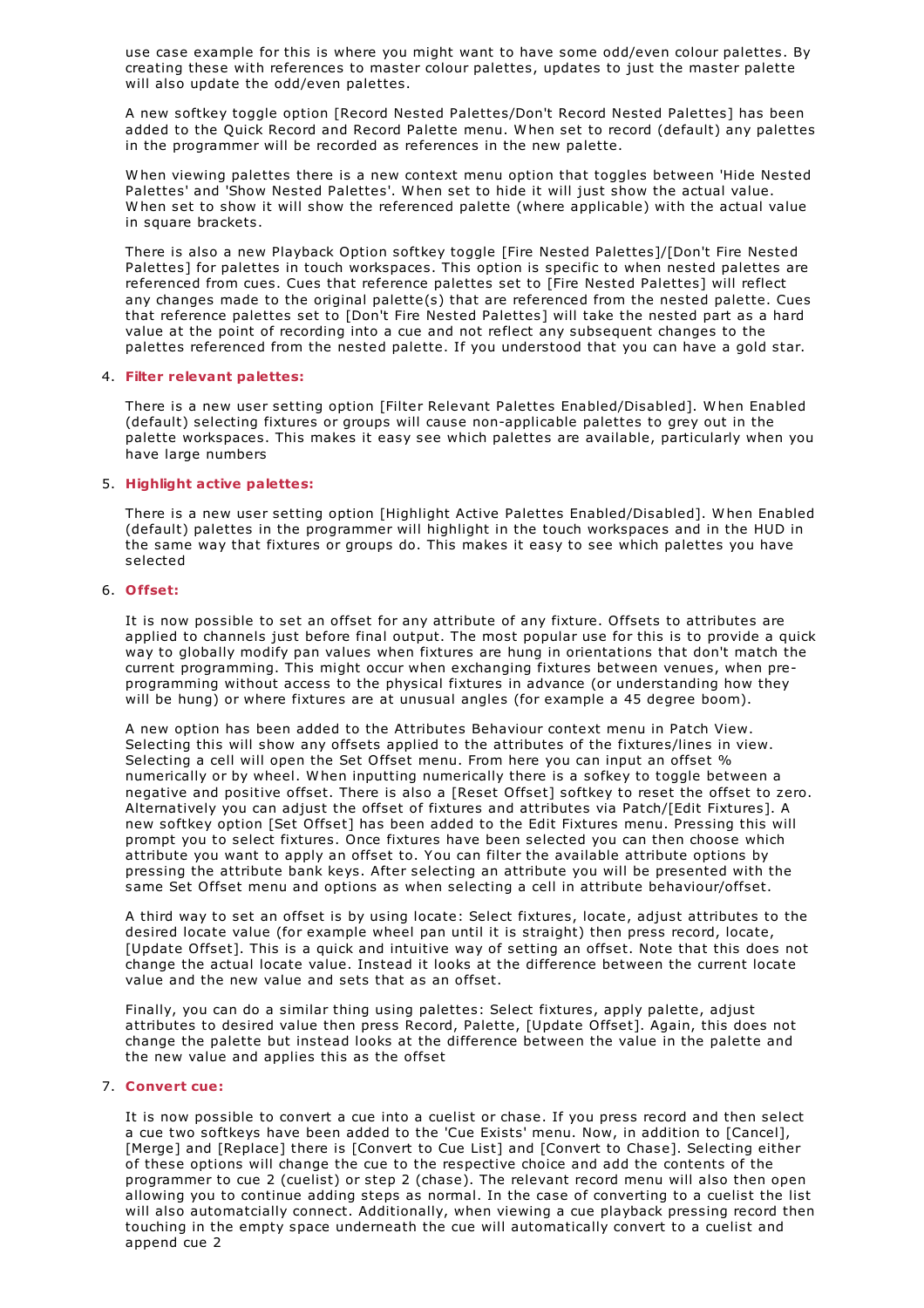use case example for this is where you might want to have some odd/even colour palettes. By creating these with references to master colour palettes, updates to just the master palette will also update the odd/even palettes.

A new softkey toggle option [Record Nested Palettes/Don't Record Nested Palettes] has been added to the Quick Record and Record Palette menu. When set to record (default) any palettes in the programmer will be recorded as references in the new palette.

When viewing palettes there is a new context menu option that toggles between 'Hide Nested Palettes' and 'Show Nested Palettes'. When set to hide it will just show the actual value. When set to show it will show the referenced palette (where applicable) with the actual value in square brackets.

There is also a new Playback Option softkey toggle [Fire Nested Palettes]/[Don't Fire Nested Palettes] for palettes in touch workspaces. This option is specific to when nested palettes are referenced from cues. Cues that reference palettes set to [Fire Nested Palettes] will reflect any changes made to the original palette(s) that are referenced from the nested palette. Cues that reference palettes set to [Don't Fire Nested Palettes] will take the nested part as a hard value at the point of recording into a cue and not reflect any subsequent changes to the palettes referenced from the nested palette. If you understood that you can have a gold star.

4. **Filter relevant palettes:**

   There is a new user setting option [Filter Relevant Palettes Enabled/Disabled]. When Enabled (default) selecting fixtures or groups will cause non-applicable palettes to grey out in the palette workspaces. This makes it easy see which palettes are available, particularly when you have large numbers

5. **Highlight active palettes:**

   There is a new user setting option [Highlight Active Palettes Enabled/Disabled]. When Enabled (default) palettes in the programmer will highlight in the touch workspaces and in the HUD in the same way that fixtures or groups do. This makes it easy to see which palettes you have selected

6. **Offset:**

   It is now possible to set an offset for any attribute of any fixture. Offsets to attributes are applied to channels just before final output. The most popular use for this is to provide a quick way to globally modify pan values when fixtures are hung in orientations that don't match the current programming. This might occur when exchanging fixtures between venues, when pre-programming without access to the physical fixtures in advance (or understanding how they will be hung) or where fixtures are at unusual angles (for example a 45 degree boom).

   A new option has been added to the Attributes Behaviour context menu in Patch View. Selecting this will show any offsets applied to the attributes of the fixtures/lines in view. Selecting a cell will open the Set Offset menu. From here you can input an offset % numerically or by wheel. When inputting numerically there is a sofkey to toggle between a negative and positive offset. There is also a [Reset Offset] softkey to reset the offset to zero. Alternatively you can adjust the offset of fixtures and attributes via Patch/[Edit Fixtures]. A new softkey option [Set Offset] has been added to the Edit Fixtures menu. Pressing this will prompt you to select fixtures. Once fixtures have been selected you can then choose which attribute you want to apply an offset to. You can filter the available attribute options by pressing the attribute bank keys. After selecting an attribute you will be presented with the same Set Offset menu and options as when selecting a cell in attribute behaviour/offset.

   A third way to set an offset is by using locate: Select fixtures, locate, adjust attributes to the desired locate value (for example wheel pan until it is straight) then press record, locate, [Update Offset]. This is a quick and intuitive way of setting an offset. Note that this does not change the actual locate value. Instead it looks at the difference between the current locate value and the new value and sets that as an offset.

   Finally, you can do a similar thing using palettes: Select fixtures, apply palette, adjust attributes to desired value then press Record, Palette, [Update Offset]. Again, this does not change the palette but instead looks at the difference between the value in the palette and the new value and applies this as the offset

7. **Convert cue:**

   It is now possible to convert a cue into a cuelist or chase. If you press record and then select a cue two softkeys have been added to the 'Cue Exists' menu. Now, in addition to [Cancel], [Merge] and [Replace] there is [Convert to Cue List] and [Convert to Chase]. Selecting either of these options will change the cue to the respective choice and add the contents of the programmer to cue 2 (cuelist) or step 2 (chase). The relevant record menu will also then open allowing you to continue adding steps as normal. In the case of converting to a cuelist the list will also automatcially connect. Additionally, when viewing a cue playback pressing record then touching in the empty space underneath the cue will automatically convert to a cuelist and append cue 2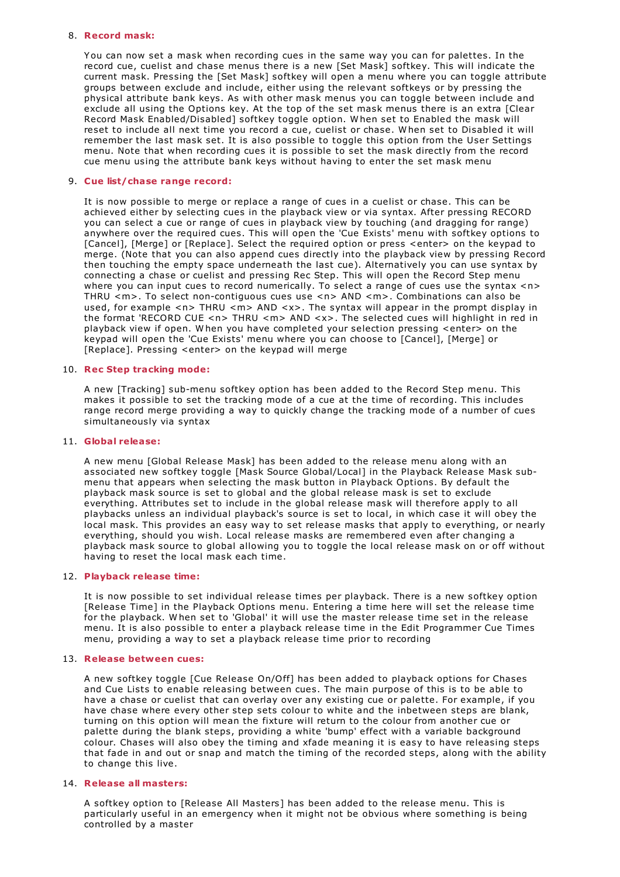8. **Record mask:**

   You can now set a mask when recording cues in the same way you can for palettes. In the record cue, cuelist and chase menus there is a new [Set Mask] softkey. This will indicate the current mask. Pressing the [Set Mask] softkey will open a menu where you can toggle attribute groups between exclude and include, either using the relevant softkeys or by pressing the physical attribute bank keys. As with other mask menus you can toggle between include and exclude all using the Options key. At the top of the set mask menus there is an extra [Clear Record Mask Enabled/Disabled] softkey toggle option. When set to Enabled the mask will reset to include all next time you record a cue, cuelist or chase. When set to Disabled it will remember the last mask set. It is also possible to toggle this option from the User Settings menu. Note that when recording cues it is possible to set the mask directly from the record cue menu using the attribute bank keys without having to enter the set mask menu

9. **Cue list/chase range record:**

   It is now possible to merge or replace a range of cues in a cuelist or chase. This can be achieved either by selecting cues in the playback view or via syntax. After pressing RECORD you can select a cue or range of cues in playback view by touching (and dragging for range) anywhere over the required cues. This will open the 'Cue Exists' menu with softkey options to [Cancel], [Merge] or [Replace]. Select the required option or press <enter> on the keypad to merge. (Note that you can also append cues directly into the playback view by pressing Record then touching the empty space underneath the last cue). Alternatively you can use syntax by connecting a chase or cuelist and pressing Rec Step. This will open the Record Step menu where you can input cues to record numerically. To select a range of cues use the syntax <n> THRU <m>. To select non-contiguous cues use <n> AND <m>. Combinations can also be used, for example <n> THRU <m> AND <x>. The syntax will appear in the prompt display in the format 'RECORD CUE <n> THRU <m> AND <x>. The selected cues will highlight in red in playback view if open. When you have completed your selection pressing <enter> on the keypad will open the 'Cue Exists' menu where you can choose to [Cancel], [Merge] or [Replace]. Pressing <enter> on the keypad will merge

10. **Rec Step tracking mode:**

    A new [Tracking] sub-menu softkey option has been added to the Record Step menu. This makes it possible to set the tracking mode of a cue at the time of recording. This includes range record merge providing a way to quickly change the tracking mode of a number of cues simultaneously via syntax

11. **Global release:**

    A new menu [Global Release Mask] has been added to the release menu along with an associated new softkey toggle [Mask Source Global/Local] in the Playback Release Mask sub-menu that appears when selecting the mask button in Playback Options. By default the playback mask source is set to global and the global release mask is set to exclude everything. Attributes set to include in the global release mask will therefore apply to all playbacks unless an individual playback's source is set to local, in which case it will obey the local mask. This provides an easy way to set release masks that apply to everything, or nearly everything, should you wish. Local release masks are remembered even after changing a playback mask source to global allowing you to toggle the local release mask on or off without having to reset the local mask each time.

12. **Playback release time:**

    It is now possible to set individual release times per playback. There is a new softkey option [Release Time] in the Playback Options menu. Entering a time here will set the release time for the playback. When set to 'Global' it will use the master release time set in the release menu. It is also possible to enter a playback release time in the Edit Programmer Cue Times menu, providing a way to set a playback release time prior to recording

13. **Release between cues:**

    A new softkey toggle [Cue Release On/Off] has been added to playback options for Chases and Cue Lists to enable releasing between cues. The main purpose of this is to be able to have a chase or cuelist that can overlay over any existing cue or palette. For example, if you have chase where every other step sets colour to white and the inbetween steps are blank, turning on this option will mean the fixture will return to the colour from another cue or palette during the blank steps, providing a white 'bump' effect with a variable background colour. Chases will also obey the timing and xfade meaning it is easy to have releasing steps that fade in and out or snap and match the timing of the recorded steps, along with the ability to change this live.

14. **Release all masters:**

    A softkey option to [Release All Masters] has been added to the release menu. This is particularly useful in an emergency when it might not be obvious where something is being controlled by a master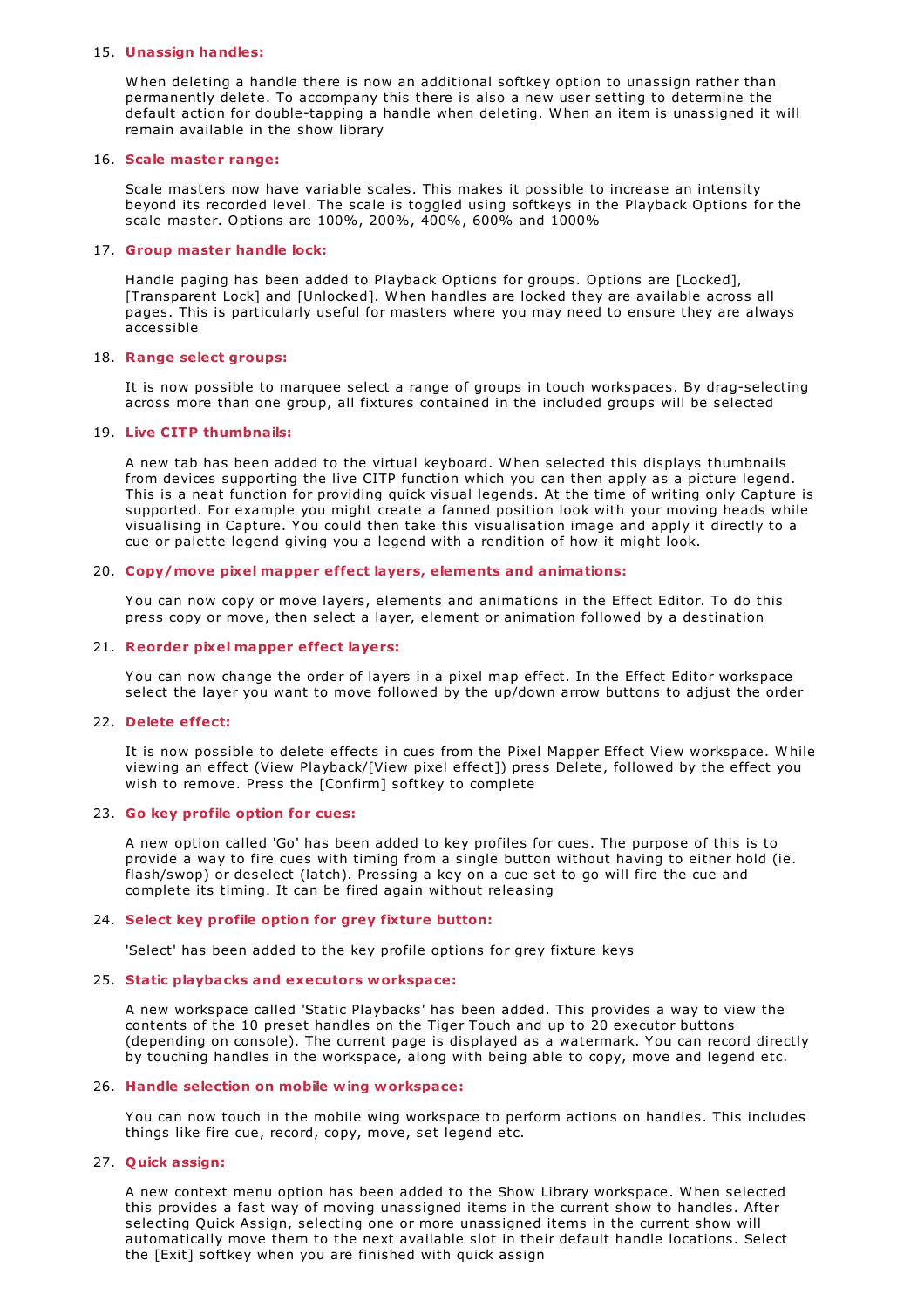15. **Unassign handles:**

    When deleting a handle there is now an additional softkey option to unassign rather than permanently delete. To accompany this there is also a new user setting to determine the default action for double-tapping a handle when deleting. When an item is unassigned it will remain available in the show library

16. **Scale master range:**

    Scale masters now have variable scales. This makes it possible to increase an intensity beyond its recorded level. The scale is toggled using softkeys in the Playback Options for the scale master. Options are 100%, 200%, 400%, 600% and 1000%

17. **Group master handle lock:**

    Handle paging has been added to Playback Options for groups. Options are [Locked], [Transparent Lock] and [Unlocked]. When handles are locked they are available across all pages. This is particularly useful for masters where you may need to ensure they are always accessible

18. **Range select groups:**

    It is now possible to marquee select a range of groups in touch workspaces. By drag-selecting across more than one group, all fixtures contained in the included groups will be selected

19. **Live CITP thumbnails:**

    A new tab has been added to the virtual keyboard. When selected this displays thumbnails from devices supporting the live CITP function which you can then apply as a picture legend. This is a neat function for providing quick visual legends. At the time of writing only Capture is supported. For example you might create a fanned position look with your moving heads while visualising in Capture. You could then take this visualisation image and apply it directly to a cue or palette legend giving you a legend with a rendition of how it might look.

20. **Copy/move pixel mapper effect layers, elements and animations:**

    You can now copy or move layers, elements and animations in the Effect Editor. To do this press copy or move, then select a layer, element or animation followed by a destination

21. **Reorder pixel mapper effect layers:**

    You can now change the order of layers in a pixel map effect. In the Effect Editor workspace select the layer you want to move followed by the up/down arrow buttons to adjust the order

22. **Delete effect:**

    It is now possible to delete effects in cues from the Pixel Mapper Effect View workspace. While viewing an effect (View Playback/[View pixel effect]) press Delete, followed by the effect you wish to remove. Press the [Confirm] softkey to complete

23. **Go key profile option for cues:**

    A new option called 'Go' has been added to key profiles for cues. The purpose of this is to provide a way to fire cues with timing from a single button without having to either hold (ie. flash/swop) or deselect (latch). Pressing a key on a cue set to go will fire the cue and complete its timing. It can be fired again without releasing

24. **Select key profile option for grey fixture button:**

    'Select' has been added to the key profile options for grey fixture keys

25. **Static playbacks and executors workspace:**

    A new workspace called 'Static Playbacks' has been added. This provides a way to view the contents of the 10 preset handles on the Tiger Touch and up to 20 executor buttons (depending on console). The current page is displayed as a watermark. You can record directly by touching handles in the workspace, along with being able to copy, move and legend etc.

26. **Handle selection on mobile wing workspace:**

    You can now touch in the mobile wing workspace to perform actions on handles. This includes things like fire cue, record, copy, move, set legend etc.

27. **Quick assign:**

    A new context menu option has been added to the Show Library workspace. When selected this provides a fast way of moving unassigned items in the current show to handles. After selecting Quick Assign, selecting one or more unassigned items in the current show will automatically move them to the next available slot in their default handle locations. Select the [Exit] softkey when you are finished with quick assign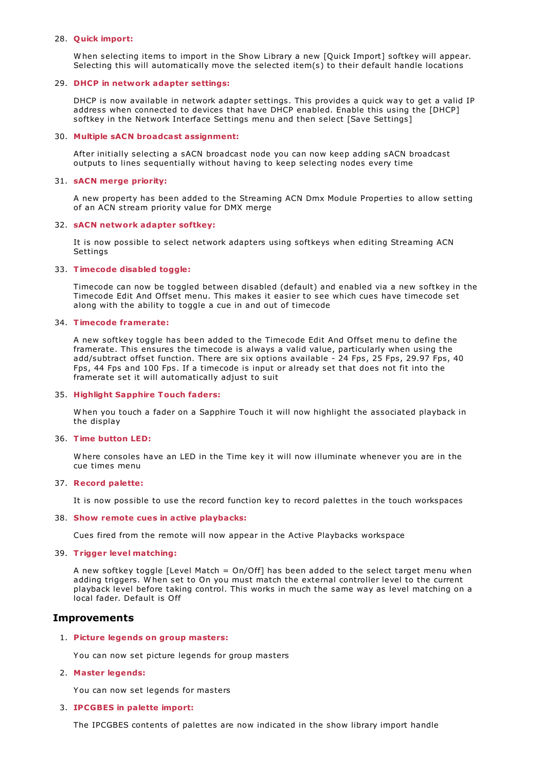28. **Quick import:**

    When selecting items to import in the Show Library a new [Quick Import] softkey will appear. Selecting this will automatically move the selected item(s) to their default handle locations

29. **DHCP in network adapter settings:**

    DHCP is now available in network adapter settings. This provides a quick way to get a valid IP address when connected to devices that have DHCP enabled. Enable this using the [DHCP] softkey in the Network Interface Settings menu and then select [Save Settings]

30. **Multiple sACN broadcast assignment:**

    After initially selecting a sACN broadcast node you can now keep adding sACN broadcast outputs to lines sequentially without having to keep selecting nodes every time

31. **sACN merge priority:**

    A new property has been added to the Streaming ACN Dmx Module Properties to allow setting of an ACN stream priority value for DMX merge

32. **sACN network adapter softkey:**

    It is now possible to select network adapters using softkeys when editing Streaming ACN Settings

33. **Timecode disabled toggle:**

    Timecode can now be toggled between disabled (default) and enabled via a new softkey in the Timecode Edit And Offset menu. This makes it easier to see which cues have timecode set along with the ability to toggle a cue in and out of timecode

34. **Timecode framerate:**

    A new softkey toggle has been added to the Timecode Edit And Offset menu to define the framerate. This ensures the timecode is always a valid value, particularly when using the add/subtract offset function. There are six options available - 24 Fps, 25 Fps, 29.97 Fps, 40 Fps, 44 Fps and 100 Fps. If a timecode is input or already set that does not fit into the framerate set it will automatically adjust to suit

35. **Highlight Sapphire Touch faders:**

    When you touch a fader on a Sapphire Touch it will now highlight the associated playback in the display

36. **Time button LED:**

    Where consoles have an LED in the Time key it will now illuminate whenever you are in the cue times menu

37. **Record palette:**

    It is now possible to use the record function key to record palettes in the touch workspaces

38. **Show remote cues in active playbacks:**

    Cues fired from the remote will now appear in the Active Playbacks workspace

39. **Trigger level matching:**

    A new softkey toggle [Level Match = On/Off] has been added to the select target menu when adding triggers. When set to On you must match the external controller level to the current playback level before taking control. This works in much the same way as level matching on a local fader. Default is Off

## Improvements

1. **Picture legends on group masters:**

    You can now set picture legends for group masters

2. **Master legends:**

    You can now set legends for masters

3. **IPCGBES in palette import:**

    The IPCGBES contents of palettes are now indicated in the show library import handle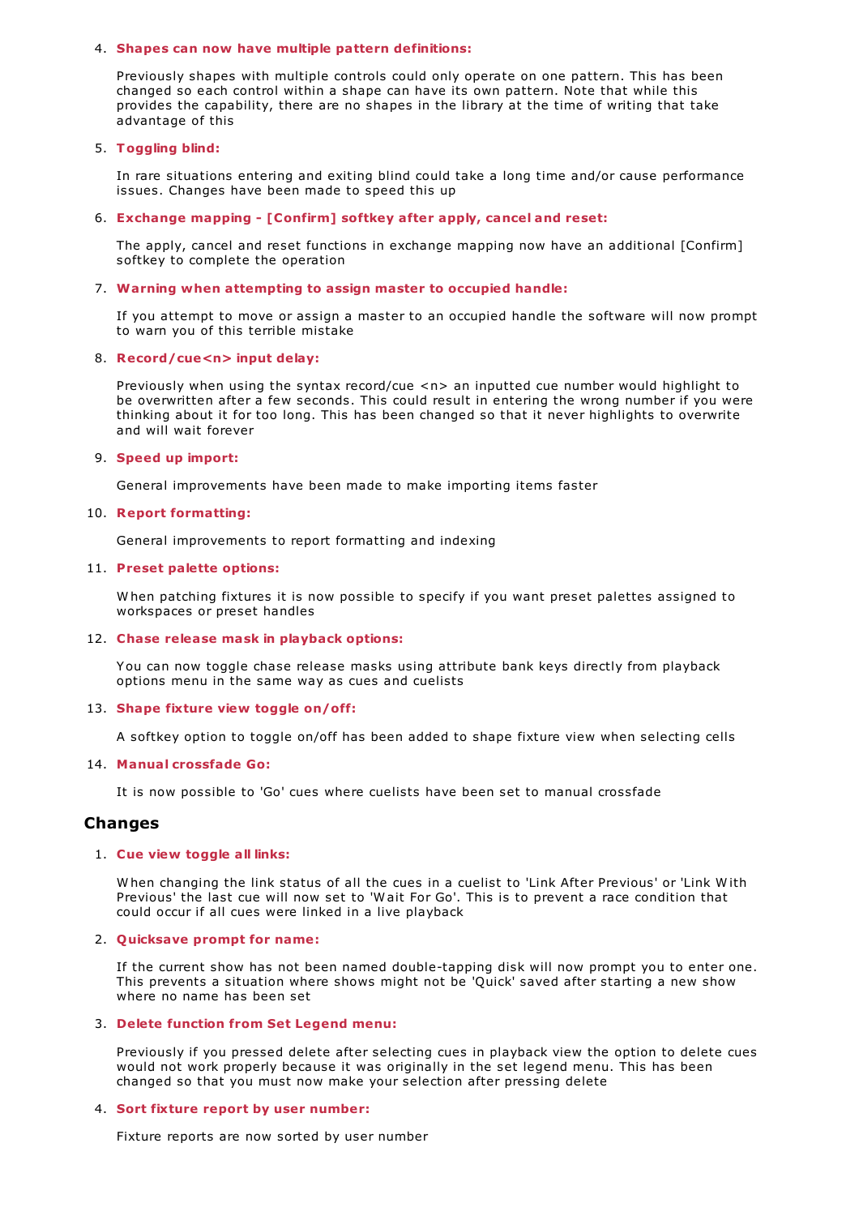4. **Shapes can now have multiple pattern definitions:**

   Previously shapes with multiple controls could only operate on one pattern. This has been changed so each control within a shape can have its own pattern. Note that while this provides the capability, there are no shapes in the library at the time of writing that take advantage of this

5. **Toggling blind:**

   In rare situations entering and exiting blind could take a long time and/or cause performance issues. Changes have been made to speed this up

6. **Exchange mapping - [Confirm] softkey after apply, cancel and reset:**

   The apply, cancel and reset functions in exchange mapping now have an additional [Confirm] softkey to complete the operation

7. **Warning when attempting to assign master to occupied handle:**

   If you attempt to move or assign a master to an occupied handle the software will now prompt to warn you of this terrible mistake

8. **Record/cue<n> input delay:**

   Previously when using the syntax record/cue <n> an inputted cue number would highlight to be overwritten after a few seconds. This could result in entering the wrong number if you were thinking about it for too long. This has been changed so that it never highlights to overwrite and will wait forever

9. **Speed up import:**

   General improvements have been made to make importing items faster

10. **Report formatting:**

    General improvements to report formatting and indexing

11. **Preset palette options:**

    When patching fixtures it is now possible to specify if you want preset palettes assigned to workspaces or preset handles

12. **Chase release mask in playback options:**

    You can now toggle chase release masks using attribute bank keys directly from playback options menu in the same way as cues and cuelists

13. **Shape fixture view toggle on/off:**

    A softkey option to toggle on/off has been added to shape fixture view when selecting cells

14. **Manual crossfade Go:**

    It is now possible to 'Go' cues where cuelists have been set to manual crossfade

## Changes

1. **Cue view toggle all links:**

   When changing the link status of all the cues in a cuelist to 'Link After Previous' or 'Link With Previous' the last cue will now set to 'Wait For Go'. This is to prevent a race condition that could occur if all cues were linked in a live playback

2. **Quicksave prompt for name:**

   If the current show has not been named double-tapping disk will now prompt you to enter one. This prevents a situation where shows might not be 'Quick' saved after starting a new show where no name has been set

3. **Delete function from Set Legend menu:**

   Previously if you pressed delete after selecting cues in playback view the option to delete cues would not work properly because it was originally in the set legend menu. This has been changed so that you must now make your selection after pressing delete

4. **Sort fixture report by user number:**

   Fixture reports are now sorted by user number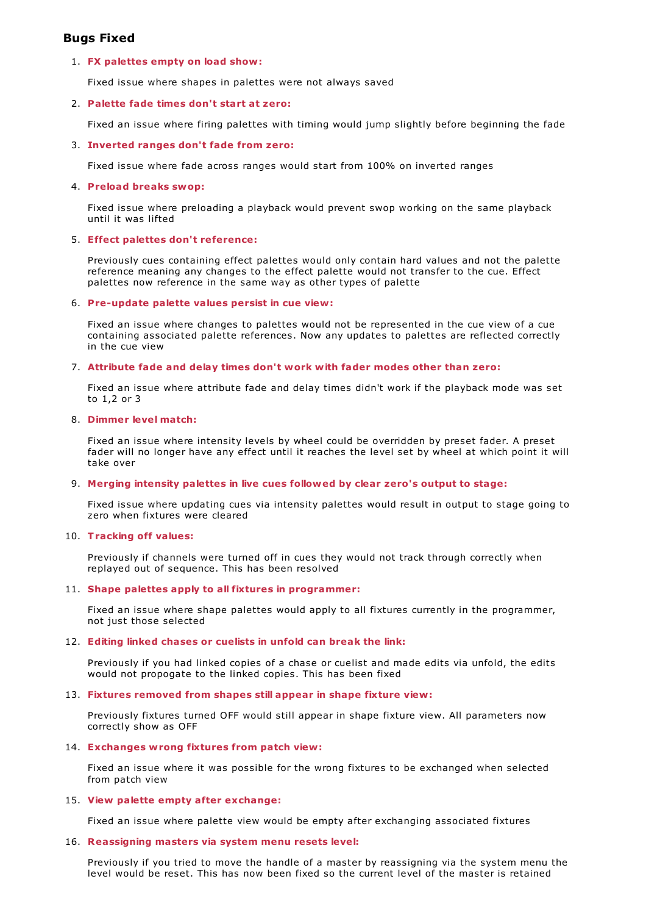## Bugs Fixed

1. **FX palettes empty on load show:**

   Fixed issue where shapes in palettes were not always saved

2. **Palette fade times don't start at zero:**

   Fixed an issue where firing palettes with timing would jump slightly before beginning the fade

3. **Inverted ranges don't fade from zero:**

   Fixed issue where fade across ranges would start from 100% on inverted ranges

4. **Preload breaks swop:**

   Fixed issue where preloading a playback would prevent swop working on the same playback until it was lifted

5. **Effect palettes don't reference:**

   Previously cues containing effect palettes would only contain hard values and not the palette reference meaning any changes to the effect palette would not transfer to the cue. Effect palettes now reference in the same way as other types of palette

6. **Pre-update palette values persist in cue view:**

   Fixed an issue where changes to palettes would not be represented in the cue view of a cue containing associated palette references. Now any updates to palettes are reflected correctly in the cue view

7. **Attribute fade and delay times don't work with fader modes other than zero:**

   Fixed an issue where attribute fade and delay times didn't work if the playback mode was set to 1,2 or 3

8. **Dimmer level match:**

   Fixed an issue where intensity levels by wheel could be overridden by preset fader. A preset fader will no longer have any effect until it reaches the level set by wheel at which point it will take over

9. **Merging intensity palettes in live cues followed by clear zero's output to stage:**

   Fixed issue where updating cues via intensity palettes would result in output to stage going to zero when fixtures were cleared

10. **Tracking off values:**

    Previously if channels were turned off in cues they would not track through correctly when replayed out of sequence. This has been resolved

11. **Shape palettes apply to all fixtures in programmer:**

    Fixed an issue where shape palettes would apply to all fixtures currently in the programmer, not just those selected

12. **Editing linked chases or cuelists in unfold can break the link:**

    Previously if you had linked copies of a chase or cuelist and made edits via unfold, the edits would not propogate to the linked copies. This has been fixed

13. **Fixtures removed from shapes still appear in shape fixture view:**

    Previously fixtures turned OFF would still appear in shape fixture view. All parameters now correctly show as OFF

14. **Exchanges wrong fixtures from patch view:**

    Fixed an issue where it was possible for the wrong fixtures to be exchanged when selected from patch view

15. **View palette empty after exchange:**

    Fixed an issue where palette view would be empty after exchanging associated fixtures

16. **Reassigning masters via system menu resets level:**

    Previously if you tried to move the handle of a master by reassigning via the system menu the level would be reset. This has now been fixed so the current level of the master is retained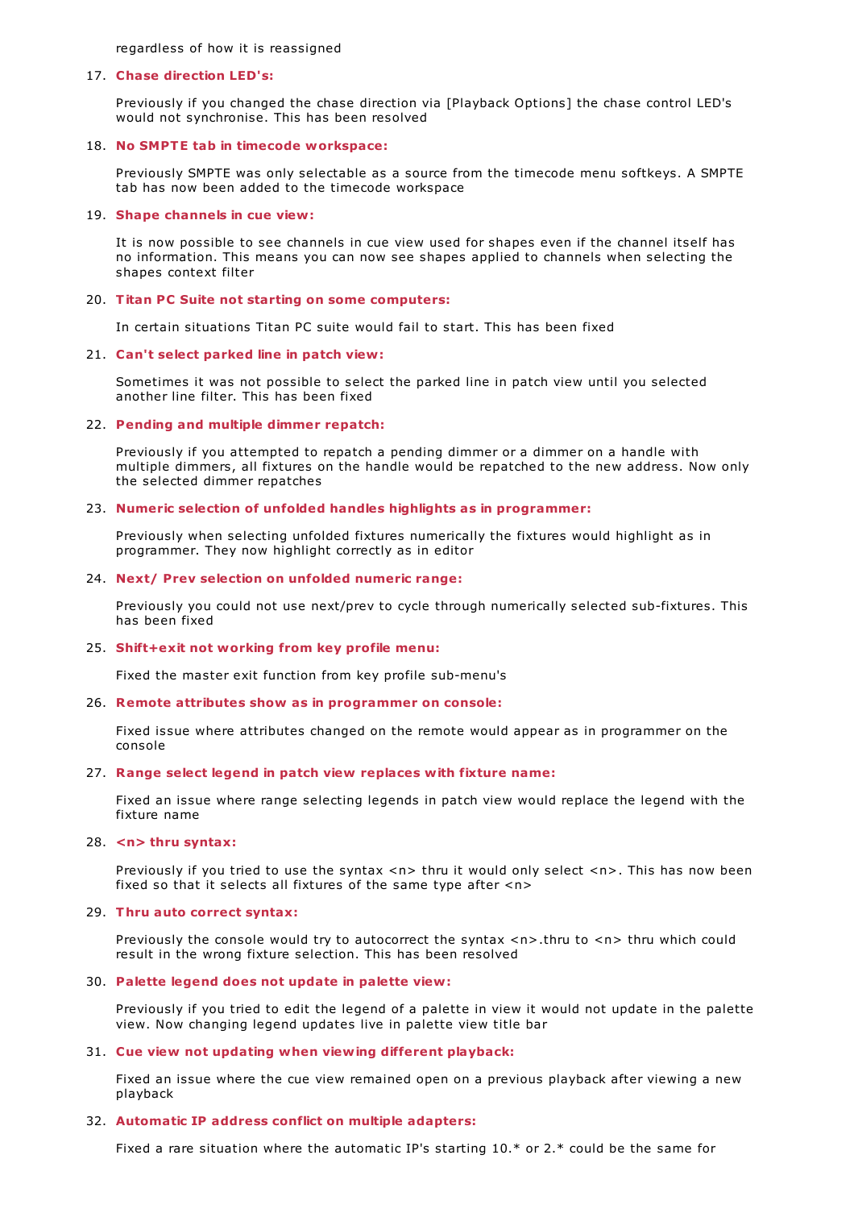regardless of how it is reassigned

17. **Chase direction LED's:**

    Previously if you changed the chase direction via [Playback Options] the chase control LED's would not synchronise. This has been resolved

18. **No SMPTE tab in timecode workspace:**

    Previously SMPTE was only selectable as a source from the timecode menu softkeys. A SMPTE tab has now been added to the timecode workspace

19. **Shape channels in cue view:**

    It is now possible to see channels in cue view used for shapes even if the channel itself has no information. This means you can now see shapes applied to channels when selecting the shapes context filter

20. **Titan PC Suite not starting on some computers:**

    In certain situations Titan PC suite would fail to start. This has been fixed

21. **Can't select parked line in patch view:**

    Sometimes it was not possible to select the parked line in patch view until you selected another line filter. This has been fixed

22. **Pending and multiple dimmer repatch:**

    Previously if you attempted to repatch a pending dimmer or a dimmer on a handle with multiple dimmers, all fixtures on the handle would be repatched to the new address. Now only the selected dimmer repatches

23. **Numeric selection of unfolded handles highlights as in programmer:**

    Previously when selecting unfolded fixtures numerically the fixtures would highlight as in programmer. They now highlight correctly as in editor

24. **Next/ Prev selection on unfolded numeric range:**

    Previously you could not use next/prev to cycle through numerically selected sub-fixtures. This has been fixed

25. **Shift+exit not working from key profile menu:**

    Fixed the master exit function from key profile sub-menu's

26. **Remote attributes show as in programmer on console:**

    Fixed issue where attributes changed on the remote would appear as in programmer on the console

27. **Range select legend in patch view replaces with fixture name:**

    Fixed an issue where range selecting legends in patch view would replace the legend with the fixture name

28. **<n> thru syntax:**

    Previously if you tried to use the syntax <n> thru it would only select <n>. This has now been fixed so that it selects all fixtures of the same type after <n>

29. **Thru auto correct syntax:**

    Previously the console would try to autocorrect the syntax <n>.thru to <n> thru which could result in the wrong fixture selection. This has been resolved

30. **Palette legend does not update in palette view:**

    Previously if you tried to edit the legend of a palette in view it would not update in the palette view. Now changing legend updates live in palette view title bar

31. **Cue view not updating when viewing different playback:**

    Fixed an issue where the cue view remained open on a previous playback after viewing a new playback

32. **Automatic IP address conflict on multiple adapters:**

    Fixed a rare situation where the automatic IP's starting 10.* or 2.* could be the same for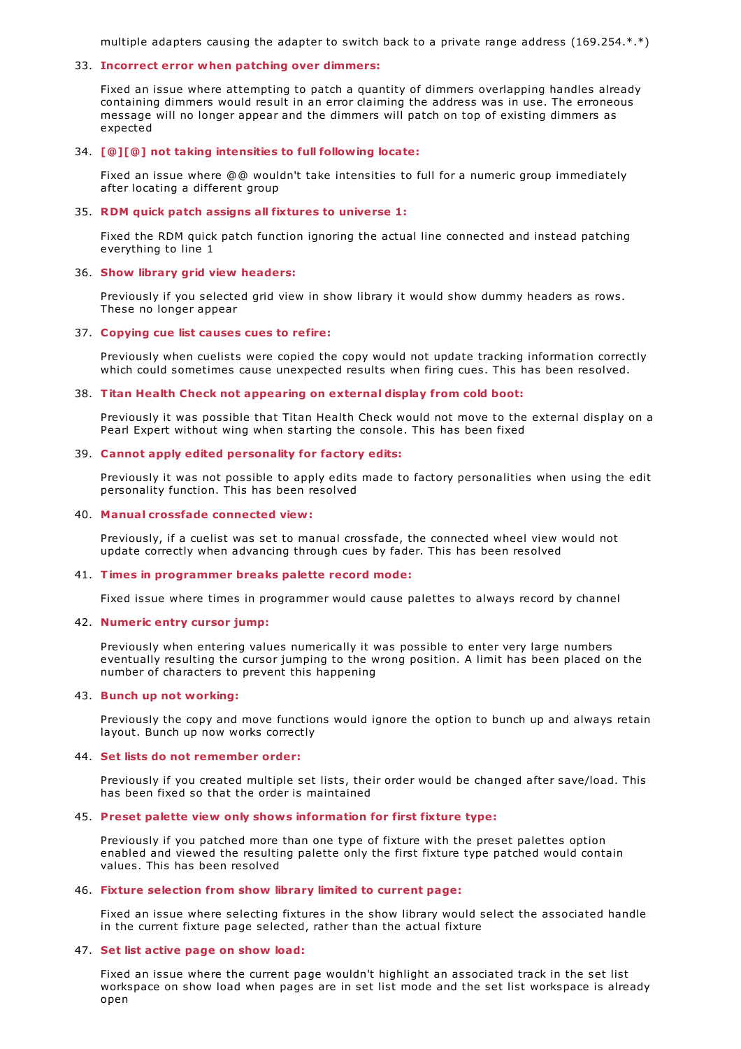multiple adapters causing the adapter to switch back to a private range address (169.254.*.*)

33. **Incorrect error when patching over dimmers:**

    Fixed an issue where attempting to patch a quantity of dimmers overlapping handles already containing dimmers would result in an error claiming the address was in use. The erroneous message will no longer appear and the dimmers will patch on top of existing dimmers as expected

34. **[@][@] not taking intensities to full following locate:**

    Fixed an issue where @@ wouldn't take intensities to full for a numeric group immediately after locating a different group

35. **RDM quick patch assigns all fixtures to universe 1:**

    Fixed the RDM quick patch function ignoring the actual line connected and instead patching everything to line 1

36. **Show library grid view headers:**

    Previously if you selected grid view in show library it would show dummy headers as rows. These no longer appear

37. **Copying cue list causes cues to refire:**

    Previously when cuelists were copied the copy would not update tracking information correctly which could sometimes cause unexpected results when firing cues. This has been resolved.

38. **Titan Health Check not appearing on external display from cold boot:**

    Previously it was possible that Titan Health Check would not move to the external display on a Pearl Expert without wing when starting the console. This has been fixed

39. **Cannot apply edited personality for factory edits:**

    Previously it was not possible to apply edits made to factory personalities when using the edit personality function. This has been resolved

40. **Manual crossfade connected view:**

    Previously, if a cuelist was set to manual crossfade, the connected wheel view would not update correctly when advancing through cues by fader. This has been resolved

41. **Times in programmer breaks palette record mode:**

    Fixed issue where times in programmer would cause palettes to always record by channel

42. **Numeric entry cursor jump:**

    Previously when entering values numerically it was possible to enter very large numbers eventually resulting the cursor jumping to the wrong position. A limit has been placed on the number of characters to prevent this happening

43. **Bunch up not working:**

    Previously the copy and move functions would ignore the option to bunch up and always retain layout. Bunch up now works correctly

44. **Set lists do not remember order:**

    Previously if you created multiple set lists, their order would be changed after save/load. This has been fixed so that the order is maintained

45. **Preset palette view only shows information for first fixture type:**

    Previously if you patched more than one type of fixture with the preset palettes option enabled and viewed the resulting palette only the first fixture type patched would contain values. This has been resolved

46. **Fixture selection from show library limited to current page:**

    Fixed an issue where selecting fixtures in the show library would select the associated handle in the current fixture page selected, rather than the actual fixture

47. **Set list active page on show load:**

    Fixed an issue where the current page wouldn't highlight an associated track in the set list workspace on show load when pages are in set list mode and the set list workspace is already open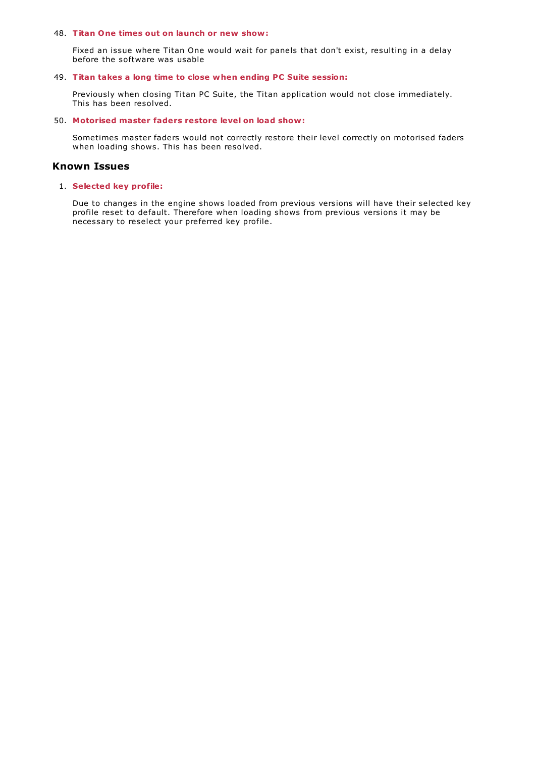48. **Titan One times out on launch or new show:**

    Fixed an issue where Titan One would wait for panels that don't exist, resulting in a delay before the software was usable

49. **Titan takes a long time to close when ending PC Suite session:**

    Previously when closing Titan PC Suite, the Titan application would not close immediately. This has been resolved.

50. **Motorised master faders restore level on load show:**

    Sometimes master faders would not correctly restore their level correctly on motorised faders when loading shows. This has been resolved.

## Known Issues

1. **Selected key profile:**

   Due to changes in the engine shows loaded from previous versions will have their selected key profile reset to default. Therefore when loading shows from previous versions it may be necessary to reselect your preferred key profile.